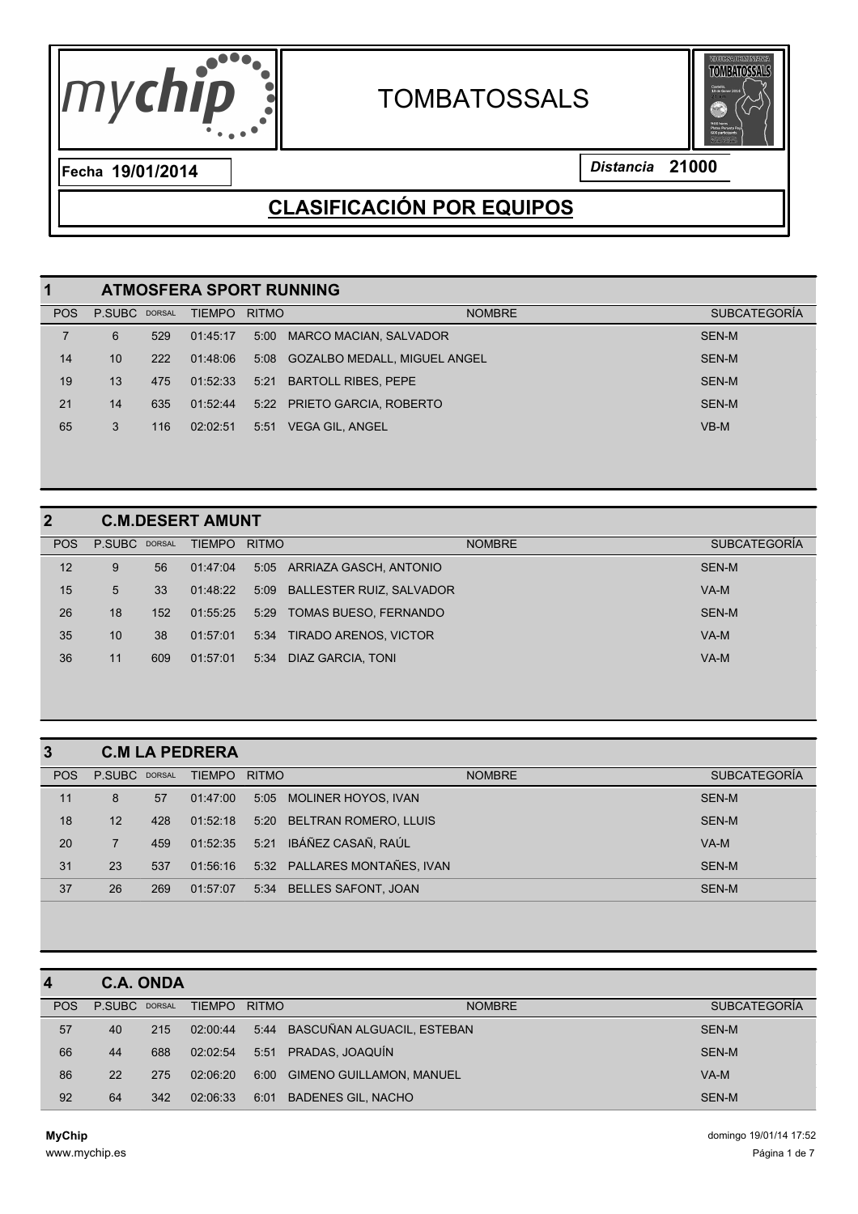# TOMBATOSSALS

**Fecha** 19/01/2014

*Distancia* **21000**

## CLASIFICACIÓN POR EQUIPOS

### 1 ATMOSFERA SPORT RUNNING

| POS | P.SUBC | DORSAL | TIEMPO | RITMO | NOMBRE | SUBCATEGORÍA |
|---|---|---|---|---|---|---|
| 7 | 6 | 529 | 01:45:17 | 5:00 | MARCO MACIAN, SALVADOR | SEN-M |
| 14 | 10 | 222 | 01:48:06 | 5:08 | GOZALBO MEDALL, MIGUEL ANGEL | SEN-M |
| 19 | 13 | 475 | 01:52:33 | 5:21 | BARTOLL RIBES, PEPE | SEN-M |
| 21 | 14 | 635 | 01:52:44 | 5:22 | PRIETO GARCIA, ROBERTO | SEN-M |
| 65 | 3 | 116 | 02:02:51 | 5:51 | VEGA GIL, ANGEL | VB-M |

### 2 C.M.DESERT AMUNT

| POS | P.SUBC | DORSAL | TIEMPO | RITMO | NOMBRE | SUBCATEGORÍA |
|---|---|---|---|---|---|---|
| 12 | 9 | 56 | 01:47:04 | 5:05 | ARRIAZA GASCH, ANTONIO | SEN-M |
| 15 | 5 | 33 | 01:48:22 | 5:09 | BALLESTER RUIZ, SALVADOR | VA-M |
| 26 | 18 | 152 | 01:55:25 | 5:29 | TOMAS BUESO, FERNANDO | SEN-M |
| 35 | 10 | 38 | 01:57:01 | 5:34 | TIRADO ARENOS, VICTOR | VA-M |
| 36 | 11 | 609 | 01:57:01 | 5:34 | DIAZ GARCIA, TONI | VA-M |

### 3 C.M LA PEDRERA

| POS | P.SUBC | DORSAL | TIEMPO | RITMO | NOMBRE | SUBCATEGORÍA |
|---|---|---|---|---|---|---|
| 11 | 8 | 57 | 01:47:00 | 5:05 | MOLINER HOYOS, IVAN | SEN-M |
| 18 | 12 | 428 | 01:52:18 | 5:20 | BELTRAN ROMERO, LLUIS | SEN-M |
| 20 | 7 | 459 | 01:52:35 | 5:21 | IBÁÑEZ CASAÑ, RAÚL | VA-M |
| 31 | 23 | 537 | 01:56:16 | 5:32 | PALLARES MONTAÑES, IVAN | SEN-M |
| 37 | 26 | 269 | 01:57:07 | 5:34 | BELLES SAFONT, JOAN | SEN-M |

### 4 C.A. ONDA

| POS | P.SUBC | DORSAL | TIEMPO | RITMO | NOMBRE | SUBCATEGORÍA |
|---|---|---|---|---|---|---|
| 57 | 40 | 215 | 02:00:44 | 5:44 | BASCUÑAN ALGUACIL, ESTEBAN | SEN-M |
| 66 | 44 | 688 | 02:02:54 | 5:51 | PRADAS, JOAQUÍN | SEN-M |
| 86 | 22 | 275 | 02:06:20 | 6:00 | GIMENO GUILLAMON, MANUEL | VA-M |
| 92 | 64 | 342 | 02:06:33 | 6:01 | BADENES GIL, NACHO | SEN-M |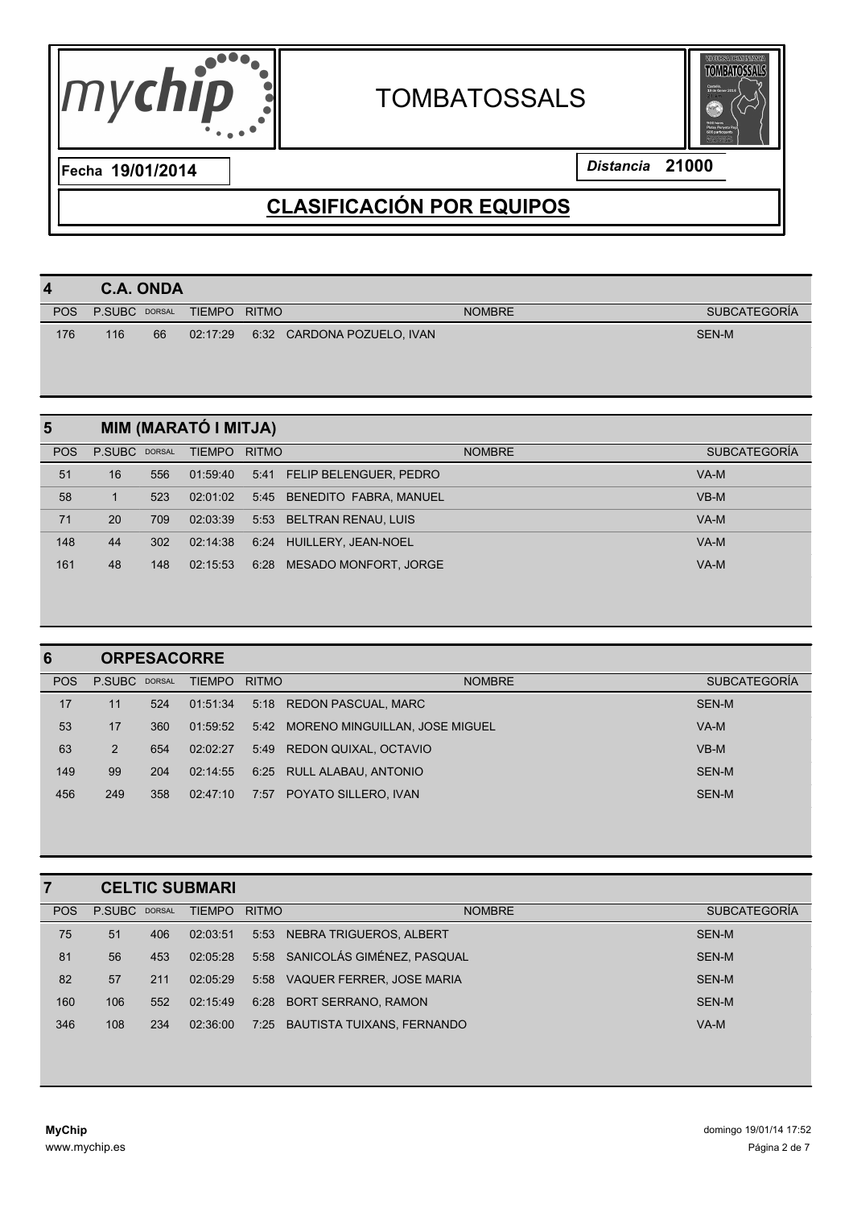# TOMBATOSSALS

**Fecha 19/01/2014**

*Distancia* **21000**

## CLASIFICACIÓN POR EQUIPOS

### 4 C.A. ONDA

| POS | P.SUBC | DORSAL | TIEMPO | RITMO | NOMBRE | SUBCATEGORÍA |
|---|---|---|---|---|---|---|
| 176 | 116 | 66 | 02:17:29 | 6:32 | CARDONA POZUELO, IVAN | SEN-M |

### 5 MIM (MARATÓ I MITJA)

| POS | P.SUBC | DORSAL | TIEMPO | RITMO | NOMBRE | SUBCATEGORÍA |
|---|---|---|---|---|---|---|
| 51 | 16 | 556 | 01:59:40 | 5:41 | FELIP BELENGUER, PEDRO | VA-M |
| 58 | 1 | 523 | 02:01:02 | 5:45 | BENEDITO FABRA, MANUEL | VB-M |
| 71 | 20 | 709 | 02:03:39 | 5:53 | BELTRAN RENAU, LUIS | VA-M |
| 148 | 44 | 302 | 02:14:38 | 6:24 | HUILLERY, JEAN-NOEL | VA-M |
| 161 | 48 | 148 | 02:15:53 | 6:28 | MESADO MONFORT, JORGE | VA-M |

### 6 ORPESACORRE

| POS | P.SUBC | DORSAL | TIEMPO | RITMO | NOMBRE | SUBCATEGORÍA |
|---|---|---|---|---|---|---|
| 17 | 11 | 524 | 01:51:34 | 5:18 | REDON PASCUAL, MARC | SEN-M |
| 53 | 17 | 360 | 01:59:52 | 5:42 | MORENO MINGUILLAN, JOSE MIGUEL | VA-M |
| 63 | 2 | 654 | 02:02:27 | 5:49 | REDON QUIXAL, OCTAVIO | VB-M |
| 149 | 99 | 204 | 02:14:55 | 6:25 | RULL ALABAU, ANTONIO | SEN-M |
| 456 | 249 | 358 | 02:47:10 | 7:57 | POYATO SILLERO, IVAN | SEN-M |

### 7 CELTIC SUBMARI

| POS | P.SUBC | DORSAL | TIEMPO | RITMO | NOMBRE | SUBCATEGORÍA |
|---|---|---|---|---|---|---|
| 75 | 51 | 406 | 02:03:51 | 5:53 | NEBRA TRIGUEROS, ALBERT | SEN-M |
| 81 | 56 | 453 | 02:05:28 | 5:58 | SANICOLÁS GIMÉNEZ, PASQUAL | SEN-M |
| 82 | 57 | 211 | 02:05:29 | 5:58 | VAQUER FERRER, JOSE MARIA | SEN-M |
| 160 | 106 | 552 | 02:15:49 | 6:28 | BORT SERRANO, RAMON | SEN-M |
| 346 | 108 | 234 | 02:36:00 | 7:25 | BAUTISTA TUIXANS, FERNANDO | VA-M |

**MyChip**
www.mychip.es

domingo 19/01/14 17:52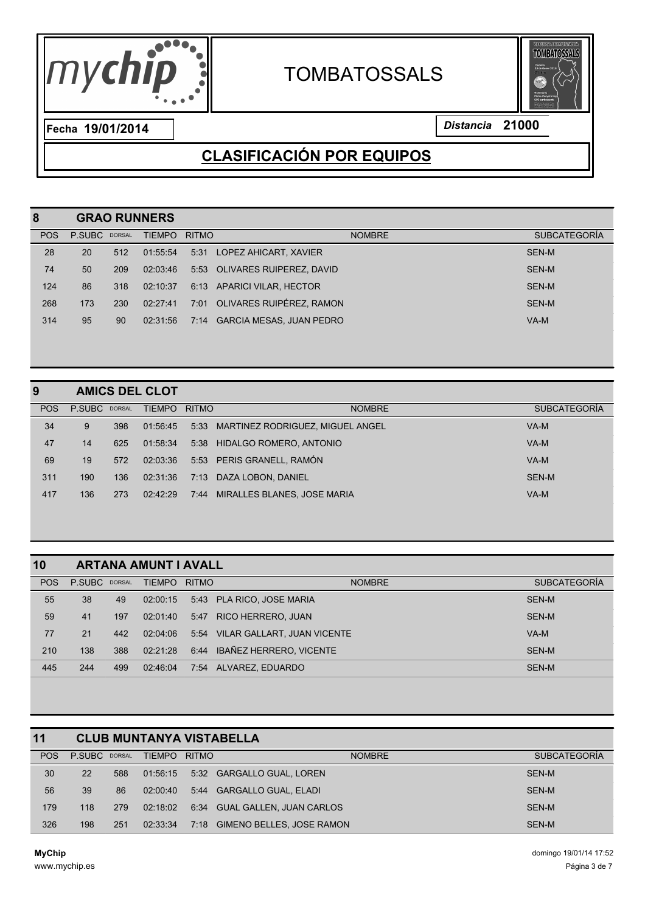# TOMBATOSSALS

**Fecha 19/01/2014** | *Distancia* **21000**

## CLASIFICACIÓN POR EQUIPOS

### 8 GRAO RUNNERS

| POS | P.SUBC | DORSAL | TIEMPO | RITMO | NOMBRE | SUBCATEGORÍA |
|---|---|---|---|---|---|---|
| 28 | 20 | 512 | 01:55:54 | 5:31 | LOPEZ AHICART, XAVIER | SEN-M |
| 74 | 50 | 209 | 02:03:46 | 5:53 | OLIVARES RUIPEREZ, DAVID | SEN-M |
| 124 | 86 | 318 | 02:10:37 | 6:13 | APARICI VILAR, HECTOR | SEN-M |
| 268 | 173 | 230 | 02:27:41 | 7:01 | OLIVARES RUIPÉREZ, RAMON | SEN-M |
| 314 | 95 | 90 | 02:31:56 | 7:14 | GARCIA MESAS, JUAN PEDRO | VA-M |

### 9 AMICS DEL CLOT

| POS | P.SUBC | DORSAL | TIEMPO | RITMO | NOMBRE | SUBCATEGORÍA |
|---|---|---|---|---|---|---|
| 34 | 9 | 398 | 01:56:45 | 5:33 | MARTINEZ RODRIGUEZ, MIGUEL ANGEL | VA-M |
| 47 | 14 | 625 | 01:58:34 | 5:38 | HIDALGO ROMERO, ANTONIO | VA-M |
| 69 | 19 | 572 | 02:03:36 | 5:53 | PERIS GRANELL, RAMÓN | VA-M |
| 311 | 190 | 136 | 02:31:36 | 7:13 | DAZA LOBON, DANIEL | SEN-M |
| 417 | 136 | 273 | 02:42:29 | 7:44 | MIRALLES BLANES, JOSE MARIA | VA-M |

### 10 ARTANA AMUNT I AVALL

| POS | P.SUBC | DORSAL | TIEMPO | RITMO | NOMBRE | SUBCATEGORÍA |
|---|---|---|---|---|---|---|
| 55 | 38 | 49 | 02:00:15 | 5:43 | PLA RICO, JOSE MARIA | SEN-M |
| 59 | 41 | 197 | 02:01:40 | 5:47 | RICO HERRERO, JUAN | SEN-M |
| 77 | 21 | 442 | 02:04:06 | 5:54 | VILAR GALLART, JUAN VICENTE | VA-M |
| 210 | 138 | 388 | 02:21:28 | 6:44 | IBAÑEZ HERRERO, VICENTE | SEN-M |
| 445 | 244 | 499 | 02:46:04 | 7:54 | ALVAREZ, EDUARDO | SEN-M |

### 11 CLUB MUNTANYA VISTABELLA

| POS | P.SUBC | DORSAL | TIEMPO | RITMO | NOMBRE | SUBCATEGORÍA |
|---|---|---|---|---|---|---|
| 30 | 22 | 588 | 01:56:15 | 5:32 | GARGALLO GUAL, LOREN | SEN-M |
| 56 | 39 | 86 | 02:00:40 | 5:44 | GARGALLO GUAL, ELADI | SEN-M |
| 179 | 118 | 279 | 02:18:02 | 6:34 | GUAL GALLEN, JUAN CARLOS | SEN-M |
| 326 | 198 | 251 | 02:33:34 | 7:18 | GIMENO BELLES, JOSE RAMON | SEN-M |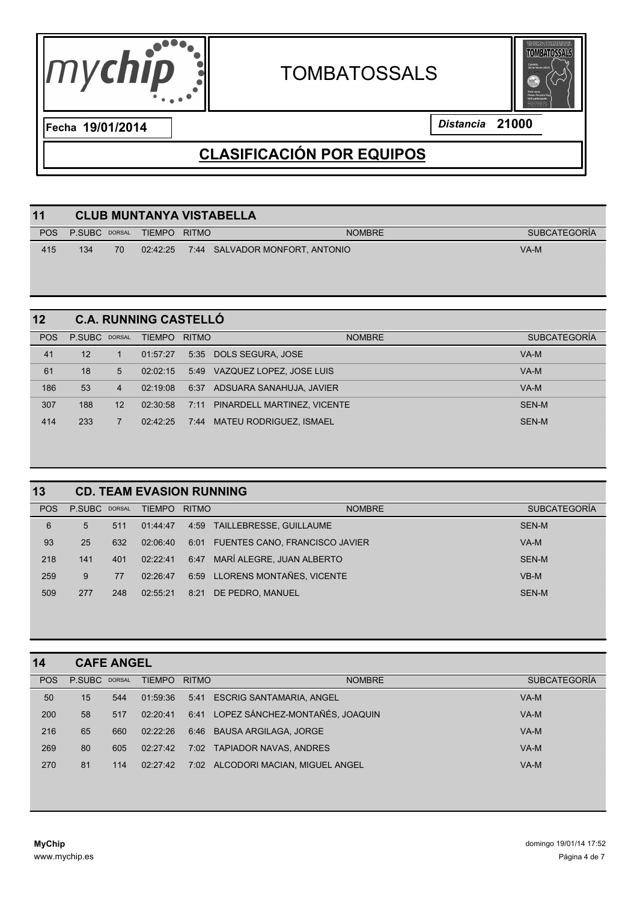# TOMBATOSSALS

**Fecha 19/01/2014**

*Distancia* **21000**

## CLASIFICACIÓN POR EQUIPOS

### 11 CLUB MUNTANYA VISTABELLA

| POS | P.SUBC | DORSAL | TIEMPO | RITMO | NOMBRE | SUBCATEGORÍA |
|---|---|---|---|---|---|---|
| 415 | 134 | 70 | 02:42:25 | 7:44 | SALVADOR MONFORT, ANTONIO | VA-M |

### 12 C.A. RUNNING CASTELLÓ

| POS | P.SUBC | DORSAL | TIEMPO | RITMO | NOMBRE | SUBCATEGORÍA |
|---|---|---|---|---|---|---|
| 41 | 12 | 1 | 01:57:27 | 5:35 | DOLS SEGURA, JOSE | VA-M |
| 61 | 18 | 5 | 02:02:15 | 5:49 | VAZQUEZ LOPEZ, JOSE LUIS | VA-M |
| 186 | 53 | 4 | 02:19:08 | 6:37 | ADSUARA SANAHUJA, JAVIER | VA-M |
| 307 | 188 | 12 | 02:30:58 | 7:11 | PINARDELL MARTINEZ, VICENTE | SEN-M |
| 414 | 233 | 7 | 02:42:25 | 7:44 | MATEU RODRIGUEZ, ISMAEL | SEN-M |

### 13 CD. TEAM EVASION RUNNING

| POS | P.SUBC | DORSAL | TIEMPO | RITMO | NOMBRE | SUBCATEGORÍA |
|---|---|---|---|---|---|---|
| 6 | 5 | 511 | 01:44:47 | 4:59 | TAILLEBRESSE, GUILLAUME | SEN-M |
| 93 | 25 | 632 | 02:06:40 | 6:01 | FUENTES CANO, FRANCISCO JAVIER | VA-M |
| 218 | 141 | 401 | 02:22:41 | 6:47 | MARÍ ALEGRE, JUAN ALBERTO | SEN-M |
| 259 | 9 | 77 | 02:26:47 | 6:59 | LLORENS MONTAÑES, VICENTE | VB-M |
| 509 | 277 | 248 | 02:55:21 | 8:21 | DE PEDRO, MANUEL | SEN-M |

### 14 CAFE ANGEL

| POS | P.SUBC | DORSAL | TIEMPO | RITMO | NOMBRE | SUBCATEGORÍA |
|---|---|---|---|---|---|---|
| 50 | 15 | 544 | 01:59:36 | 5:41 | ESCRIG SANTAMARIA, ANGEL | VA-M |
| 200 | 58 | 517 | 02:20:41 | 6:41 | LOPEZ SÁNCHEZ-MONTAÑÉS, JOAQUIN | VA-M |
| 216 | 65 | 660 | 02:22:26 | 6:46 | BAUSA ARGILAGA, JORGE | VA-M |
| 269 | 80 | 605 | 02:27:42 | 7:02 | TAPIADOR NAVAS, ANDRES | VA-M |
| 270 | 81 | 114 | 02:27:42 | 7:02 | ALCODORI MACIAN, MIGUEL ANGEL | VA-M |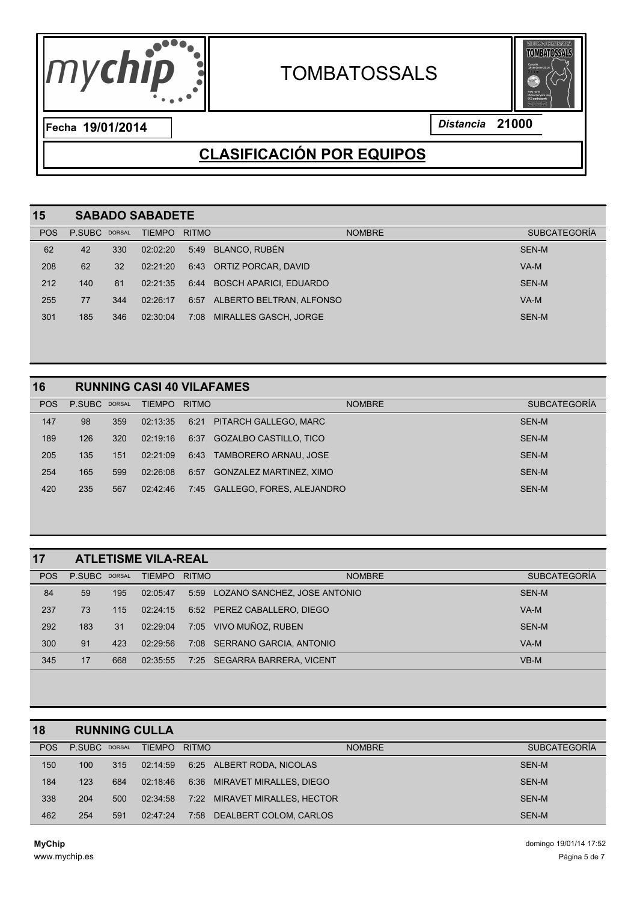# TOMBATOSSALS

**Fecha** 19/01/2014

*Distancia* **21000**

## CLASIFICACIÓN POR EQUIPOS

### 15 SABADO SABADETE

| POS | P.SUBC | DORSAL | TIEMPO | RITMO | NOMBRE | SUBCATEGORÍA |
|---|---|---|---|---|---|---|
| 62 | 42 | 330 | 02:02:20 | 5:49 | BLANCO, RUBÉN | SEN-M |
| 208 | 62 | 32 | 02:21:20 | 6:43 | ORTIZ PORCAR, DAVID | VA-M |
| 212 | 140 | 81 | 02:21:35 | 6:44 | BOSCH APARICI, EDUARDO | SEN-M |
| 255 | 77 | 344 | 02:26:17 | 6:57 | ALBERTO BELTRAN, ALFONSO | VA-M |
| 301 | 185 | 346 | 02:30:04 | 7:08 | MIRALLES GASCH, JORGE | SEN-M |

### 16 RUNNING CASI 40 VILAFAMES

| POS | P.SUBC | DORSAL | TIEMPO | RITMO | NOMBRE | SUBCATEGORÍA |
|---|---|---|---|---|---|---|
| 147 | 98 | 359 | 02:13:35 | 6:21 | PITARCH GALLEGO, MARC | SEN-M |
| 189 | 126 | 320 | 02:19:16 | 6:37 | GOZALBO CASTILLO, TICO | SEN-M |
| 205 | 135 | 151 | 02:21:09 | 6:43 | TAMBORERO ARNAU, JOSE | SEN-M |
| 254 | 165 | 599 | 02:26:08 | 6:57 | GONZALEZ MARTINEZ, XIMO | SEN-M |
| 420 | 235 | 567 | 02:42:46 | 7:45 | GALLEGO, FORES, ALEJANDRO | SEN-M |

### 17 ATLETISME VILA-REAL

| POS | P.SUBC | DORSAL | TIEMPO | RITMO | NOMBRE | SUBCATEGORÍA |
|---|---|---|---|---|---|---|
| 84 | 59 | 195 | 02:05:47 | 5:59 | LOZANO SANCHEZ, JOSE ANTONIO | SEN-M |
| 237 | 73 | 115 | 02:24:15 | 6:52 | PEREZ CABALLERO, DIEGO | VA-M |
| 292 | 183 | 31 | 02:29:04 | 7:05 | VIVO MUÑOZ, RUBEN | SEN-M |
| 300 | 91 | 423 | 02:29:56 | 7:08 | SERRANO GARCIA, ANTONIO | VA-M |
| 345 | 17 | 668 | 02:35:55 | 7:25 | SEGARRA BARRERA, VICENT | VB-M |

### 18 RUNNING CULLA

| POS | P.SUBC | DORSAL | TIEMPO | RITMO | NOMBRE | SUBCATEGORÍA |
|---|---|---|---|---|---|---|
| 150 | 100 | 315 | 02:14:59 | 6:25 | ALBERT RODA, NICOLAS | SEN-M |
| 184 | 123 | 684 | 02:18:46 | 6:36 | MIRAVET MIRALLES, DIEGO | SEN-M |
| 338 | 204 | 500 | 02:34:58 | 7:22 | MIRAVET MIRALLES, HECTOR | SEN-M |
| 462 | 254 | 591 | 02:47:24 | 7:58 | DEALBERT COLOM, CARLOS | SEN-M |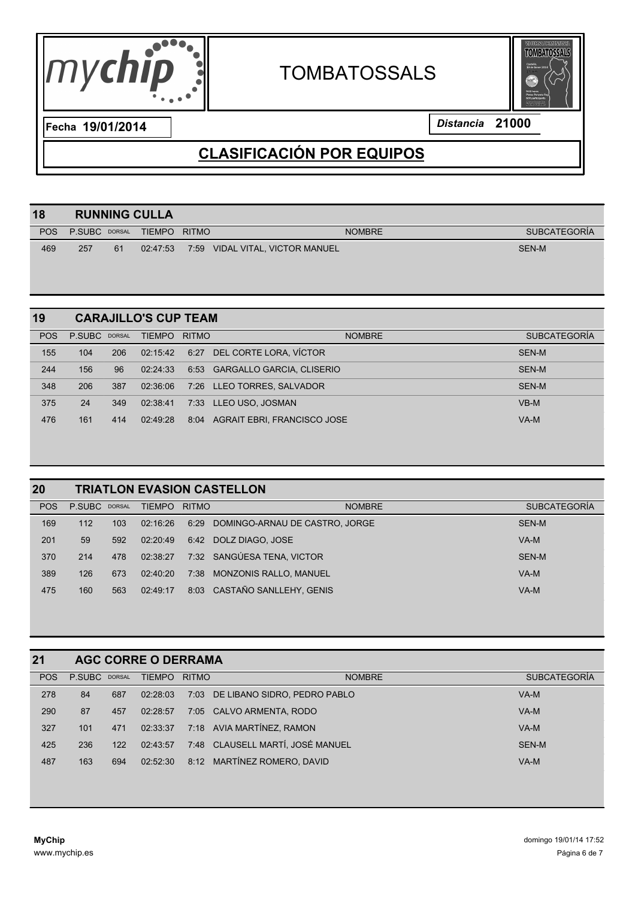# TOMBATOSSALS

**Fecha 19/01/2014**

*Distancia* **21000**

## CLASIFICACIÓN POR EQUIPOS

### 18 RUNNING CULLA

| POS | P.SUBC | DORSAL | TIEMPO | RITMO | NOMBRE | SUBCATEGORÍA |
|---|---|---|---|---|---|---|
| 469 | 257 | 61 | 02:47:53 | 7:59 | VIDAL VITAL, VICTOR MANUEL | SEN-M |

### 19 CARAJILLO'S CUP TEAM

| POS | P.SUBC | DORSAL | TIEMPO | RITMO | NOMBRE | SUBCATEGORÍA |
|---|---|---|---|---|---|---|
| 155 | 104 | 206 | 02:15:42 | 6:27 | DEL CORTE LORA, VÍCTOR | SEN-M |
| 244 | 156 | 96 | 02:24:33 | 6:53 | GARGALLO GARCIA, CLISERIO | SEN-M |
| 348 | 206 | 387 | 02:36:06 | 7:26 | LLEO TORRES, SALVADOR | SEN-M |
| 375 | 24 | 349 | 02:38:41 | 7:33 | LLEO USO, JOSMAN | VB-M |
| 476 | 161 | 414 | 02:49:28 | 8:04 | AGRAIT EBRI, FRANCISCO JOSE | VA-M |

### 20 TRIATLON EVASION CASTELLON

| POS | P.SUBC | DORSAL | TIEMPO | RITMO | NOMBRE | SUBCATEGORÍA |
|---|---|---|---|---|---|---|
| 169 | 112 | 103 | 02:16:26 | 6:29 | DOMINGO-ARNAU DE CASTRO, JORGE | SEN-M |
| 201 | 59 | 592 | 02:20:49 | 6:42 | DOLZ DIAGO, JOSE | VA-M |
| 370 | 214 | 478 | 02:38:27 | 7:32 | SANGÜESA TENA, VICTOR | SEN-M |
| 389 | 126 | 673 | 02:40:20 | 7:38 | MONZONIS RALLO, MANUEL | VA-M |
| 475 | 160 | 563 | 02:49:17 | 8:03 | CASTAÑO SANLLEHY, GENIS | VA-M |

### 21 AGC CORRE O DERRAMA

| POS | P.SUBC | DORSAL | TIEMPO | RITMO | NOMBRE | SUBCATEGORÍA |
|---|---|---|---|---|---|---|
| 278 | 84 | 687 | 02:28:03 | 7:03 | DE LIBANO SIDRO, PEDRO PABLO | VA-M |
| 290 | 87 | 457 | 02:28:57 | 7:05 | CALVO ARMENTA, RODO | VA-M |
| 327 | 101 | 471 | 02:33:37 | 7:18 | AVIA MARTÍNEZ, RAMON | VA-M |
| 425 | 236 | 122 | 02:43:57 | 7:48 | CLAUSELL MARTÍ, JOSÉ MANUEL | SEN-M |
| 487 | 163 | 694 | 02:52:30 | 8:12 | MARTÍNEZ ROMERO, DAVID | VA-M |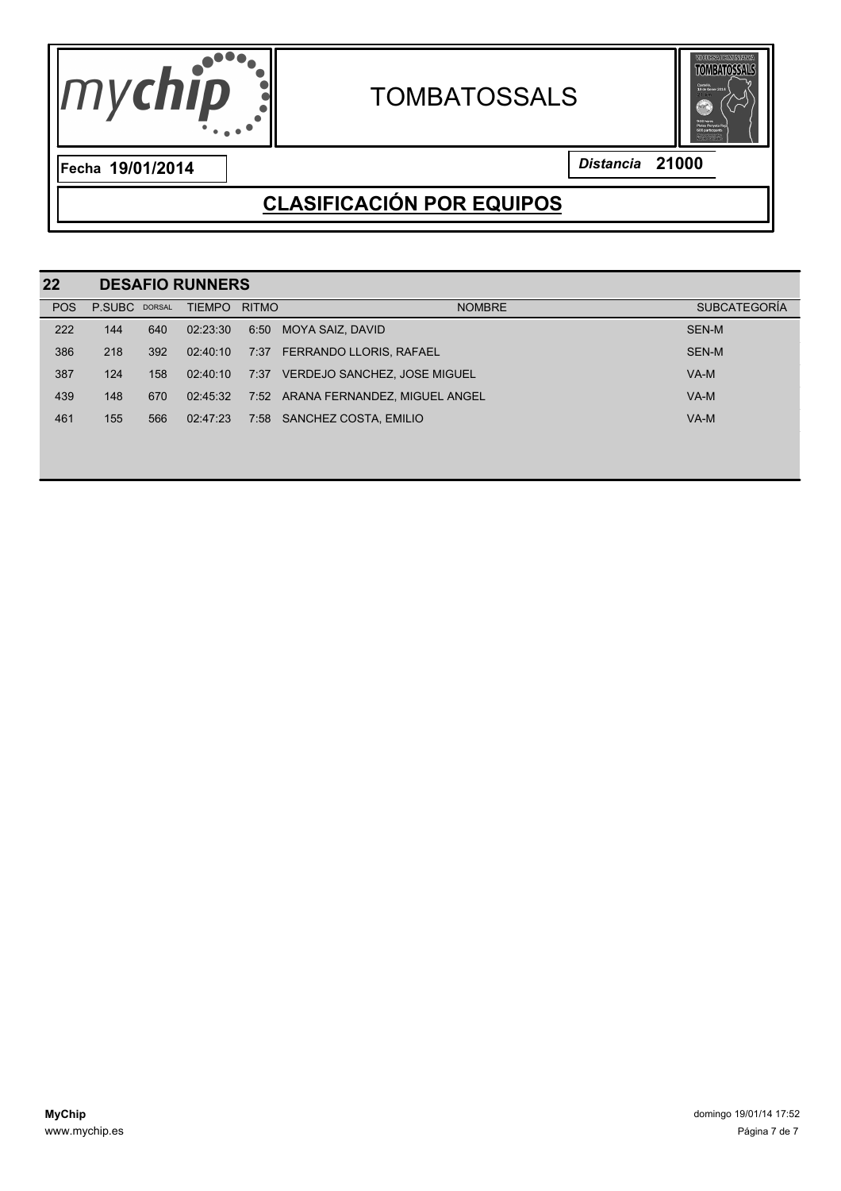# TOMBATOSSALS

**Fecha 19/01/2014**

*Distancia* **21000**

## CLASIFICACIÓN POR EQUIPOS

### 22 DESAFIO RUNNERS

| POS | P.SUBC | DORSAL | TIEMPO | RITMO | NOMBRE | SUBCATEGORÍA |
|---|---|---|---|---|---|---|
| 222 | 144 | 640 | 02:23:30 | 6:50 | MOYA SAIZ, DAVID | SEN-M |
| 386 | 218 | 392 | 02:40:10 | 7:37 | FERRANDO LLORIS, RAFAEL | SEN-M |
| 387 | 124 | 158 | 02:40:10 | 7:37 | VERDEJO SANCHEZ, JOSE MIGUEL | VA-M |
| 439 | 148 | 670 | 02:45:32 | 7:52 | ARANA FERNANDEZ, MIGUEL ANGEL | VA-M |
| 461 | 155 | 566 | 02:47:23 | 7:58 | SANCHEZ COSTA, EMILIO | VA-M |

**MyChip**
www.mychip.es

domingo 19/01/14 17:52